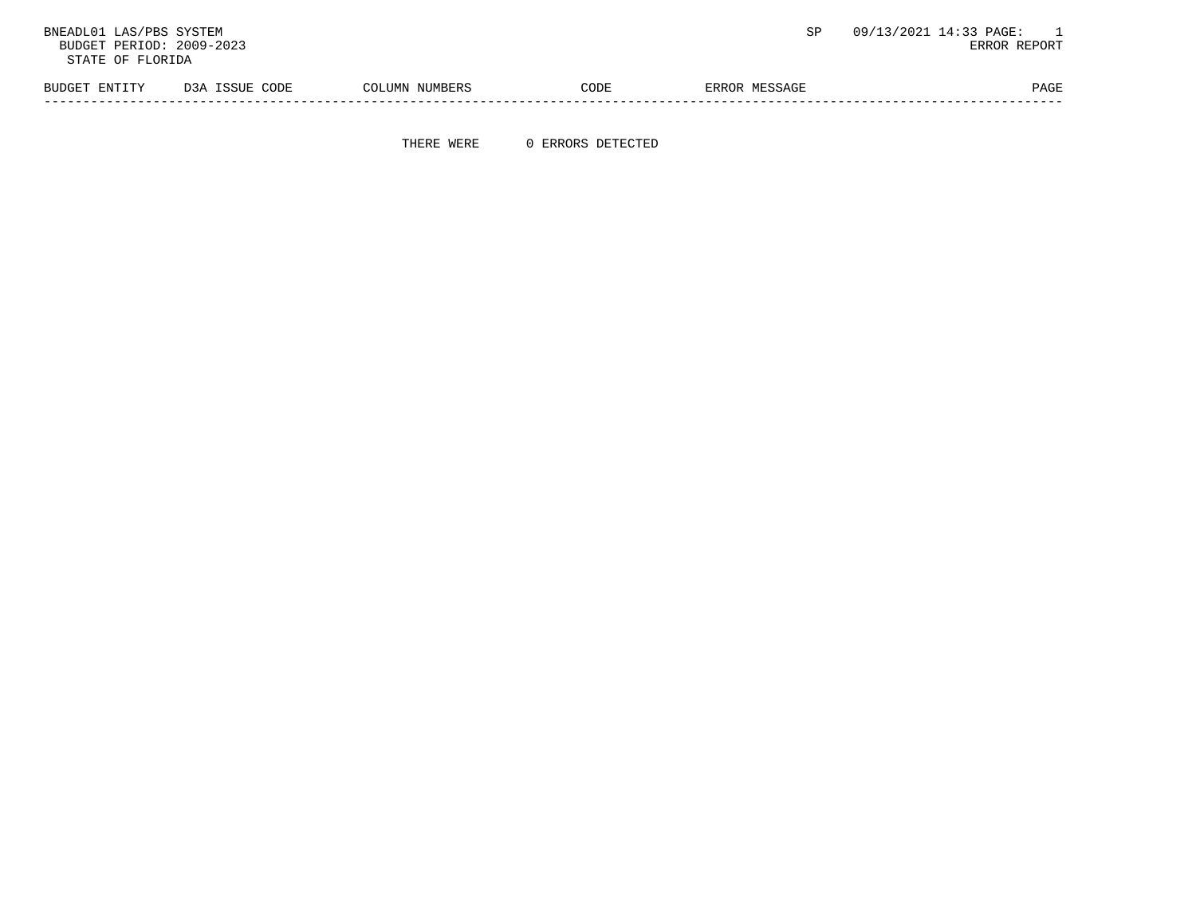BNEADL01 LAS/PBS SYSTEM SP 09/13/2021 14:33 PAGE: 1
BUDGET PERIOD: 2009-2023 ERROR REPORT
STATE OF FLORIDA

| BUDGET ENTITY | D3A ISSUE CODE | COLUMN NUMBERS | CODE | ERROR MESSAGE | PAGE |
|---|---|---|---|---|---|

THERE WERE 0 ERRORS DETECTED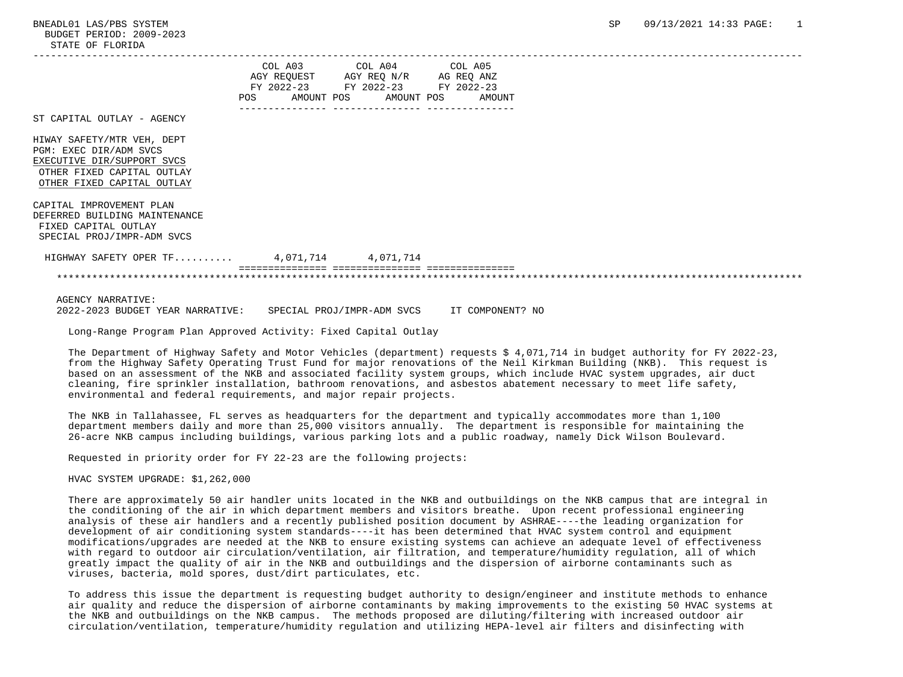| | COL A03 AGY REQUEST FY 2022-23 | | COL A04 AGY REQ N/R FY 2022-23 | | COL A05 AG REQ ANZ FY 2022-23 | |
|---|---|---|---|---|---|---|
| | POS | AMOUNT | POS | AMOUNT | POS | AMOUNT |
| ST CAPITAL OUTLAY - AGENCY | | | | | | |
| HIWAY SAFETY/MTR VEH, DEPT<br>PGM: EXEC DIR/ADM SVCS<br>EXECUTIVE DIR/SUPPORT SVCS<br>OTHER FIXED CAPITAL OUTLAY<br>OTHER FIXED CAPITAL OUTLAY | | | | | | |
| CAPITAL IMPROVEMENT PLAN<br>DEFERRED BUILDING MAINTENANCE<br>FIXED CAPITAL OUTLAY<br>SPECIAL PROJ/IMPR-ADM SVCS | | | | | | |
| HIGHWAY SAFETY OPER TF.......... | | 4,071,714 | | 4,071,714 | | |

AGENCY NARRATIVE:
2022-2023 BUDGET YEAR NARRATIVE: SPECIAL PROJ/IMPR-ADM SVCS IT COMPONENT? NO

Long-Range Program Plan Approved Activity: Fixed Capital Outlay

The Department of Highway Safety and Motor Vehicles (department) requests $ 4,071,714 in budget authority for FY 2022-23, from the Highway Safety Operating Trust Fund for major renovations of the Neil Kirkman Building (NKB). This request is based on an assessment of the NKB and associated facility system groups, which include HVAC system upgrades, air duct cleaning, fire sprinkler installation, bathroom renovations, and asbestos abatement necessary to meet life safety, environmental and federal requirements, and major repair projects.

The NKB in Tallahassee, FL serves as headquarters for the department and typically accommodates more than 1,100 department members daily and more than 25,000 visitors annually. The department is responsible for maintaining the 26-acre NKB campus including buildings, various parking lots and a public roadway, namely Dick Wilson Boulevard.

Requested in priority order for FY 22-23 are the following projects:

HVAC SYSTEM UPGRADE: $1,262,000

There are approximately 50 air handler units located in the NKB and outbuildings on the NKB campus that are integral in the conditioning of the air in which department members and visitors breathe. Upon recent professional engineering analysis of these air handlers and a recently published position document by ASHRAE----the leading organization for development of air conditioning system standards----it has been determined that HVAC system control and equipment modifications/upgrades are needed at the NKB to ensure existing systems can achieve an adequate level of effectiveness with regard to outdoor air circulation/ventilation, air filtration, and temperature/humidity regulation, all of which greatly impact the quality of air in the NKB and outbuildings and the dispersion of airborne contaminants such as viruses, bacteria, mold spores, dust/dirt particulates, etc.

To address this issue the department is requesting budget authority to design/engineer and institute methods to enhance air quality and reduce the dispersion of airborne contaminants by making improvements to the existing 50 HVAC systems at the NKB and outbuildings on the NKB campus. The methods proposed are diluting/filtering with increased outdoor air circulation/ventilation, temperature/humidity regulation and utilizing HEPA-level air filters and disinfecting with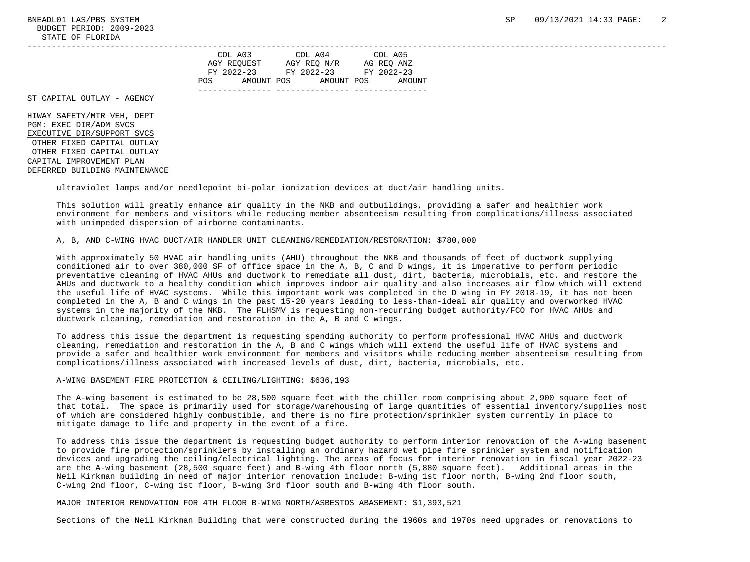| | COL A03 AGY REQUEST FY 2022-23 | | COL A04 AGY REQ N/R FY 2022-23 | | COL A05 AG REQ ANZ FY 2022-23 | |
|---|---|---|---|---|---|---|
| | POS | AMOUNT | POS | AMOUNT | POS | AMOUNT |

ST CAPITAL OUTLAY - AGENCY

HIWAY SAFETY/MTR VEH, DEPT
PGM: EXEC DIR/ADM SVCS
EXECUTIVE DIR/SUPPORT SVCS
OTHER FIXED CAPITAL OUTLAY
OTHER FIXED CAPITAL OUTLAY
CAPITAL IMPROVEMENT PLAN
DEFERRED BUILDING MAINTENANCE

ultraviolet lamps and/or needlepoint bi-polar ionization devices at duct/air handling units.

This solution will greatly enhance air quality in the NKB and outbuildings, providing a safer and healthier work environment for members and visitors while reducing member absenteeism resulting from complications/illness associated with unimpeded dispersion of airborne contaminants.

A, B, AND C-WING HVAC DUCT/AIR HANDLER UNIT CLEANING/REMEDIATION/RESTORATION: $780,000

With approximately 50 HVAC air handling units (AHU) throughout the NKB and thousands of feet of ductwork supplying conditioned air to over 380,000 SF of office space in the A, B, C and D wings, it is imperative to perform periodic preventative cleaning of HVAC AHUs and ductwork to remediate all dust, dirt, bacteria, microbials, etc. and restore the AHUs and ductwork to a healthy condition which improves indoor air quality and also increases air flow which will extend the useful life of HVAC systems. While this important work was completed in the D wing in FY 2018-19, it has not been completed in the A, B and C wings in the past 15-20 years leading to less-than-ideal air quality and overworked HVAC systems in the majority of the NKB. The FLHSMV is requesting non-recurring budget authority/FCO for HVAC AHUs and ductwork cleaning, remediation and restoration in the A, B and C wings.

To address this issue the department is requesting spending authority to perform professional HVAC AHUs and ductwork cleaning, remediation and restoration in the A, B and C wings which will extend the useful life of HVAC systems and provide a safer and healthier work environment for members and visitors while reducing member absenteeism resulting from complications/illness associated with increased levels of dust, dirt, bacteria, microbials, etc.

A-WING BASEMENT FIRE PROTECTION & CEILING/LIGHTING: $636,193

The A-wing basement is estimated to be 28,500 square feet with the chiller room comprising about 2,900 square feet of that total. The space is primarily used for storage/warehousing of large quantities of essential inventory/supplies most of which are considered highly combustible, and there is no fire protection/sprinkler system currently in place to mitigate damage to life and property in the event of a fire.

To address this issue the department is requesting budget authority to perform interior renovation of the A-wing basement to provide fire protection/sprinklers by installing an ordinary hazard wet pipe fire sprinkler system and notification devices and upgrading the ceiling/electrical lighting. The areas of focus for interior renovation in fiscal year 2022-23 are the A-wing basement (28,500 square feet) and B-wing 4th floor north (5,880 square feet). Additional areas in the Neil Kirkman building in need of major interior renovation include: B-wing 1st floor north, B-wing 2nd floor south, C-wing 2nd floor, C-wing 1st floor, B-wing 3rd floor south and B-wing 4th floor south.

MAJOR INTERIOR RENOVATION FOR 4TH FLOOR B-WING NORTH/ASBESTOS ABASEMENT: $1,393,521

Sections of the Neil Kirkman Building that were constructed during the 1960s and 1970s need upgrades or renovations to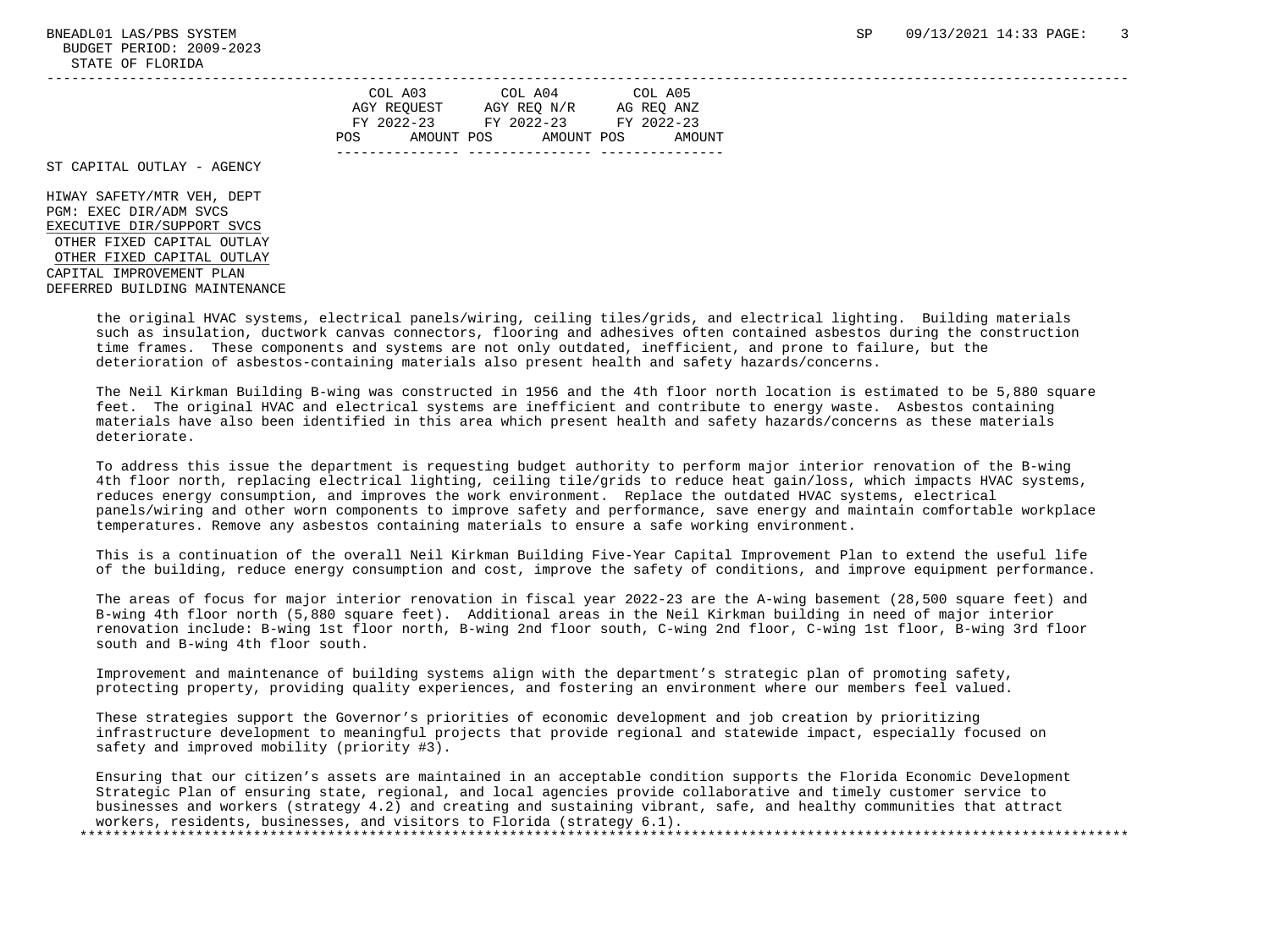| | COL A03 AGY REQUEST FY 2022-23 | | COL A04 AGY REQ N/R FY 2022-23 | | COL A05 AG REQ ANZ FY 2022-23 | |
|---|---|---|---|---|---|---|
| | POS | AMOUNT | POS | AMOUNT | POS | AMOUNT |

ST CAPITAL OUTLAY - AGENCY

HIWAY SAFETY/MTR VEH, DEPT
PGM: EXEC DIR/ADM SVCS
EXECUTIVE DIR/SUPPORT SVCS
OTHER FIXED CAPITAL OUTLAY
OTHER FIXED CAPITAL OUTLAY
CAPITAL IMPROVEMENT PLAN
DEFERRED BUILDING MAINTENANCE

the original HVAC systems, electrical panels/wiring, ceiling tiles/grids, and electrical lighting. Building materials such as insulation, ductwork canvas connectors, flooring and adhesives often contained asbestos during the construction time frames. These components and systems are not only outdated, inefficient, and prone to failure, but the deterioration of asbestos-containing materials also present health and safety hazards/concerns.

The Neil Kirkman Building B-wing was constructed in 1956 and the 4th floor north location is estimated to be 5,880 square feet. The original HVAC and electrical systems are inefficient and contribute to energy waste. Asbestos containing materials have also been identified in this area which present health and safety hazards/concerns as these materials deteriorate.

To address this issue the department is requesting budget authority to perform major interior renovation of the B-wing 4th floor north, replacing electrical lighting, ceiling tile/grids to reduce heat gain/loss, which impacts HVAC systems, reduces energy consumption, and improves the work environment. Replace the outdated HVAC systems, electrical panels/wiring and other worn components to improve safety and performance, save energy and maintain comfortable workplace temperatures. Remove any asbestos containing materials to ensure a safe working environment.

This is a continuation of the overall Neil Kirkman Building Five-Year Capital Improvement Plan to extend the useful life of the building, reduce energy consumption and cost, improve the safety of conditions, and improve equipment performance.

The areas of focus for major interior renovation in fiscal year 2022-23 are the A-wing basement (28,500 square feet) and B-wing 4th floor north (5,880 square feet). Additional areas in the Neil Kirkman building in need of major interior renovation include: B-wing 1st floor north, B-wing 2nd floor south, C-wing 2nd floor, C-wing 1st floor, B-wing 3rd floor south and B-wing 4th floor south.

Improvement and maintenance of building systems align with the department's strategic plan of promoting safety, protecting property, providing quality experiences, and fostering an environment where our members feel valued.

These strategies support the Governor's priorities of economic development and job creation by prioritizing infrastructure development to meaningful projects that provide regional and statewide impact, especially focused on safety and improved mobility (priority #3).

Ensuring that our citizen's assets are maintained in an acceptable condition supports the Florida Economic Development Strategic Plan of ensuring state, regional, and local agencies provide collaborative and timely customer service to businesses and workers (strategy 4.2) and creating and sustaining vibrant, safe, and healthy communities that attract workers, residents, businesses, and visitors to Florida (strategy 6.1).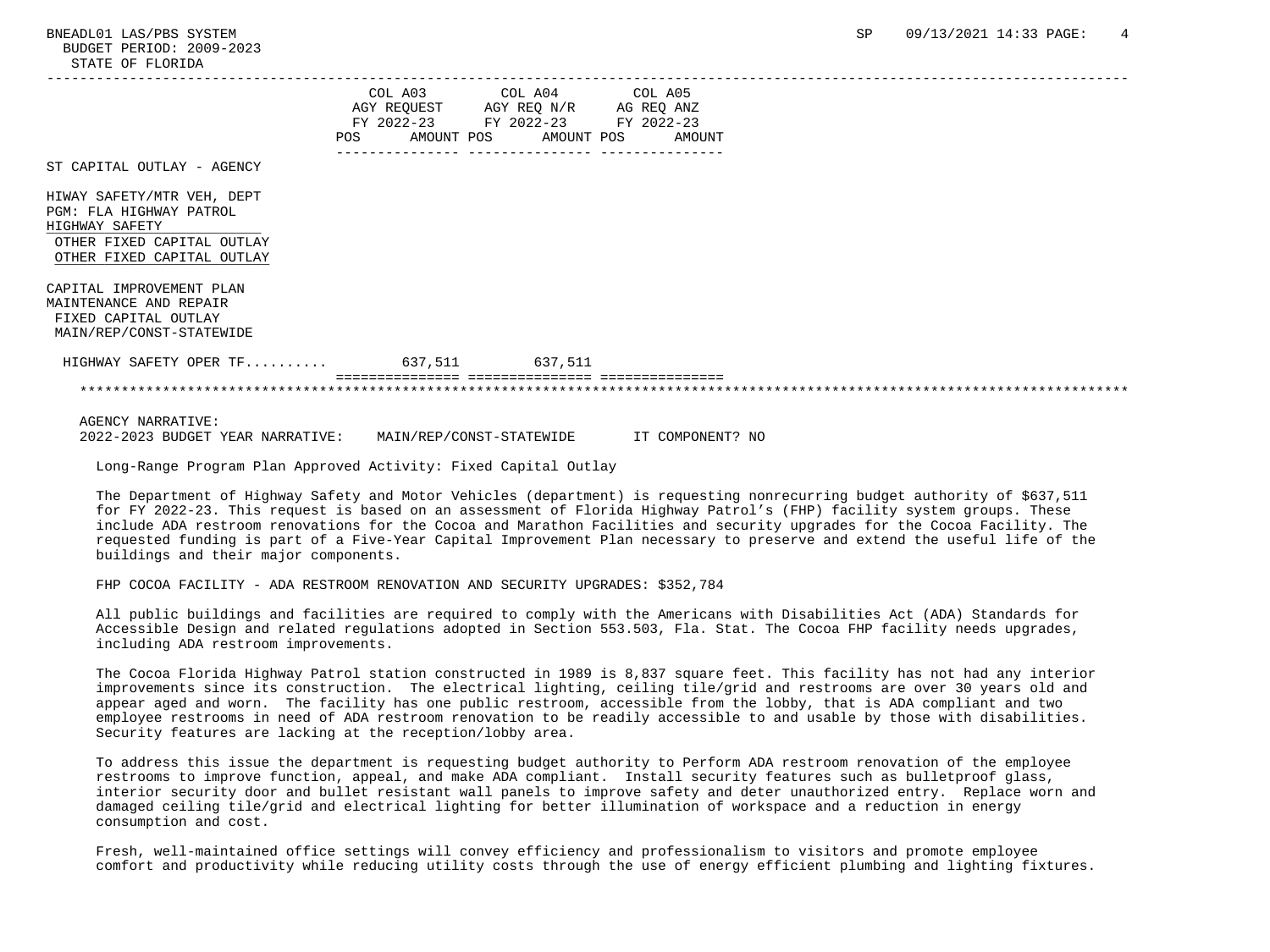| | COL A03 AGY REQUEST FY 2022-23 | | COL A04 AGY REQ N/R FY 2022-23 | | COL A05 AG REQ ANZ FY 2022-23 | |
|---|---|---|---|---|---|---|
| | POS | AMOUNT | POS | AMOUNT | POS | AMOUNT |
| ST CAPITAL OUTLAY - AGENCY | | | | | | |
| HIWAY SAFETY/MTR VEH, DEPT<br>PGM: FLA HIGHWAY PATROL<br>HIGHWAY SAFETY<br>OTHER FIXED CAPITAL OUTLAY<br>OTHER FIXED CAPITAL OUTLAY | | | | | | |
| CAPITAL IMPROVEMENT PLAN<br>MAINTENANCE AND REPAIR<br>FIXED CAPITAL OUTLAY<br>MAIN/REP/CONST-STATEWIDE | | | | | | |
| HIGHWAY SAFETY OPER TF.......... | | 637,511 | | 637,511 | | |

AGENCY NARRATIVE:
2022-2023 BUDGET YEAR NARRATIVE: MAIN/REP/CONST-STATEWIDE IT COMPONENT? NO

Long-Range Program Plan Approved Activity: Fixed Capital Outlay

The Department of Highway Safety and Motor Vehicles (department) is requesting nonrecurring budget authority of $637,511 for FY 2022-23. This request is based on an assessment of Florida Highway Patrol's (FHP) facility system groups. These include ADA restroom renovations for the Cocoa and Marathon Facilities and security upgrades for the Cocoa Facility. The requested funding is part of a Five-Year Capital Improvement Plan necessary to preserve and extend the useful life of the buildings and their major components.

FHP COCOA FACILITY - ADA RESTROOM RENOVATION AND SECURITY UPGRADES: $352,784

All public buildings and facilities are required to comply with the Americans with Disabilities Act (ADA) Standards for Accessible Design and related regulations adopted in Section 553.503, Fla. Stat. The Cocoa FHP facility needs upgrades, including ADA restroom improvements.

The Cocoa Florida Highway Patrol station constructed in 1989 is 8,837 square feet. This facility has not had any interior improvements since its construction. The electrical lighting, ceiling tile/grid and restrooms are over 30 years old and appear aged and worn. The facility has one public restroom, accessible from the lobby, that is ADA compliant and two employee restrooms in need of ADA restroom renovation to be readily accessible to and usable by those with disabilities. Security features are lacking at the reception/lobby area.

To address this issue the department is requesting budget authority to Perform ADA restroom renovation of the employee restrooms to improve function, appeal, and make ADA compliant. Install security features such as bulletproof glass, interior security door and bullet resistant wall panels to improve safety and deter unauthorized entry. Replace worn and damaged ceiling tile/grid and electrical lighting for better illumination of workspace and a reduction in energy consumption and cost.

Fresh, well-maintained office settings will convey efficiency and professionalism to visitors and promote employee comfort and productivity while reducing utility costs through the use of energy efficient plumbing and lighting fixtures.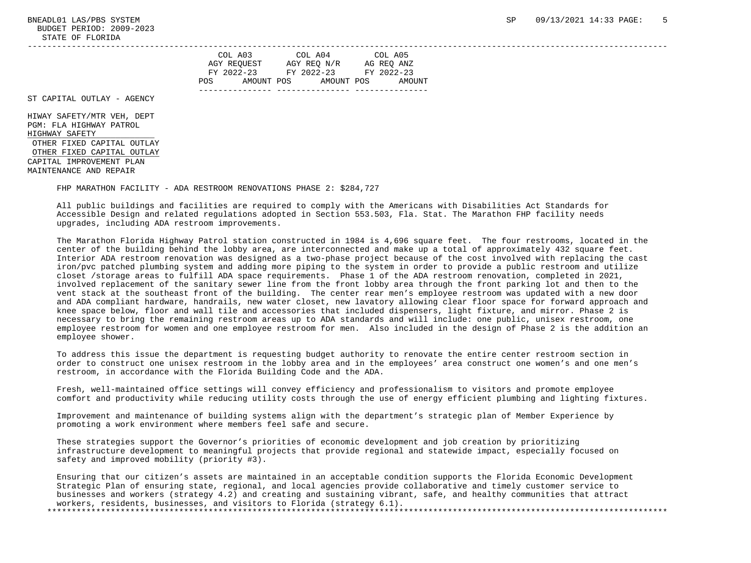| | COL A03 AGY REQUEST FY 2022-23 | | COL A04 AGY REQ N/R FY 2022-23 | | COL A05 AG REQ ANZ FY 2022-23 | |
|---|---|---|---|---|---|---|
| | POS | AMOUNT | POS | AMOUNT | POS | AMOUNT |

ST CAPITAL OUTLAY - AGENCY

HIWAY SAFETY/MTR VEH, DEPT
PGM: FLA HIGHWAY PATROL
HIGHWAY SAFETY
OTHER FIXED CAPITAL OUTLAY
OTHER FIXED CAPITAL OUTLAY
CAPITAL IMPROVEMENT PLAN
MAINTENANCE AND REPAIR

FHP MARATHON FACILITY - ADA RESTROOM RENOVATIONS PHASE 2: $284,727

All public buildings and facilities are required to comply with the Americans with Disabilities Act Standards for Accessible Design and related regulations adopted in Section 553.503, Fla. Stat. The Marathon FHP facility needs upgrades, including ADA restroom improvements.

The Marathon Florida Highway Patrol station constructed in 1984 is 4,696 square feet. The four restrooms, located in the center of the building behind the lobby area, are interconnected and make up a total of approximately 432 square feet. Interior ADA restroom renovation was designed as a two-phase project because of the cost involved with replacing the cast iron/pvc patched plumbing system and adding more piping to the system in order to provide a public restroom and utilize closet /storage areas to fulfill ADA space requirements. Phase 1 of the ADA restroom renovation, completed in 2021, involved replacement of the sanitary sewer line from the front lobby area through the front parking lot and then to the vent stack at the southeast front of the building. The center rear men's employee restroom was updated with a new door and ADA compliant hardware, handrails, new water closet, new lavatory allowing clear floor space for forward approach and knee space below, floor and wall tile and accessories that included dispensers, light fixture, and mirror. Phase 2 is necessary to bring the remaining restroom areas up to ADA standards and will include: one public, unisex restroom, one employee restroom for women and one employee restroom for men. Also included in the design of Phase 2 is the addition an employee shower.

To address this issue the department is requesting budget authority to renovate the entire center restroom section in order to construct one unisex restroom in the lobby area and in the employees' area construct one women's and one men's restroom, in accordance with the Florida Building Code and the ADA.

Fresh, well-maintained office settings will convey efficiency and professionalism to visitors and promote employee comfort and productivity while reducing utility costs through the use of energy efficient plumbing and lighting fixtures.

Improvement and maintenance of building systems align with the department's strategic plan of Member Experience by promoting a work environment where members feel safe and secure.

These strategies support the Governor's priorities of economic development and job creation by prioritizing infrastructure development to meaningful projects that provide regional and statewide impact, especially focused on safety and improved mobility (priority #3).

Ensuring that our citizen's assets are maintained in an acceptable condition supports the Florida Economic Development Strategic Plan of ensuring state, regional, and local agencies provide collaborative and timely customer service to businesses and workers (strategy 4.2) and creating and sustaining vibrant, safe, and healthy communities that attract workers, residents, businesses, and visitors to Florida (strategy 6.1).

*******************************************************************************************************************************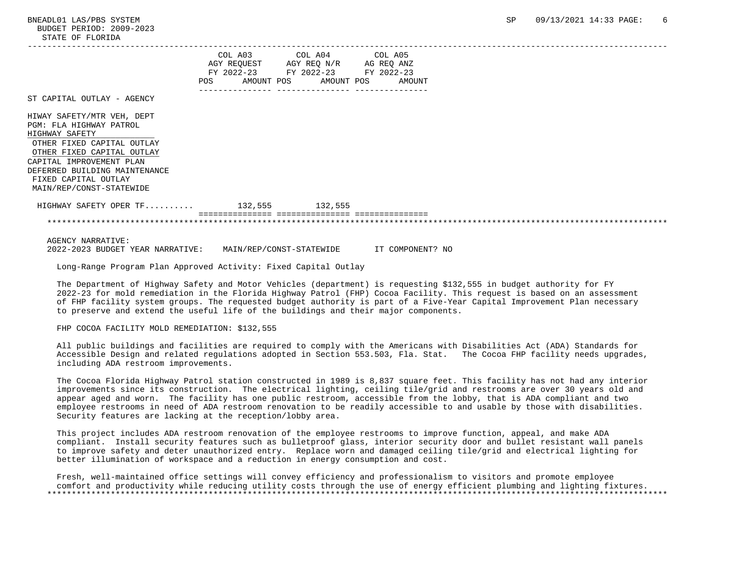| | COL A03 AGY REQUEST FY 2022-23 POS AMOUNT | COL A04 AGY REQ N/R FY 2022-23 POS AMOUNT | COL A05 AG REQ ANZ FY 2022-23 POS AMOUNT |
|---|---|---|---|
| ST CAPITAL OUTLAY - AGENCY | | | |
| HIWAY SAFETY/MTR VEH, DEPT<br>PGM: FLA HIGHWAY PATROL<br>HIGHWAY SAFETY<br>OTHER FIXED CAPITAL OUTLAY<br>OTHER FIXED CAPITAL OUTLAY<br>CAPITAL IMPROVEMENT PLAN<br>DEFERRED BUILDING MAINTENANCE<br>FIXED CAPITAL OUTLAY<br>MAIN/REP/CONST-STATEWIDE | | | |
| HIGHWAY SAFETY OPER TF.......... | 132,555 | 132,555 | |

AGENCY NARRATIVE:
2022-2023 BUDGET YEAR NARRATIVE: MAIN/REP/CONST-STATEWIDE IT COMPONENT? NO

Long-Range Program Plan Approved Activity: Fixed Capital Outlay

The Department of Highway Safety and Motor Vehicles (department) is requesting $132,555 in budget authority for FY 2022-23 for mold remediation in the Florida Highway Patrol (FHP) Cocoa Facility. This request is based on an assessment of FHP facility system groups. The requested budget authority is part of a Five-Year Capital Improvement Plan necessary to preserve and extend the useful life of the buildings and their major components.

FHP COCOA FACILITY MOLD REMEDIATION: $132,555

All public buildings and facilities are required to comply with the Americans with Disabilities Act (ADA) Standards for Accessible Design and related regulations adopted in Section 553.503, Fla. Stat. The Cocoa FHP facility needs upgrades, including ADA restroom improvements.

The Cocoa Florida Highway Patrol station constructed in 1989 is 8,837 square feet. This facility has not had any interior improvements since its construction. The electrical lighting, ceiling tile/grid and restrooms are over 30 years old and appear aged and worn. The facility has one public restroom, accessible from the lobby, that is ADA compliant and two employee restrooms in need of ADA restroom renovation to be readily accessible to and usable by those with disabilities. Security features are lacking at the reception/lobby area.

This project includes ADA restroom renovation of the employee restrooms to improve function, appeal, and make ADA compliant. Install security features such as bulletproof glass, interior security door and bullet resistant wall panels to improve safety and deter unauthorized entry. Replace worn and damaged ceiling tile/grid and electrical lighting for better illumination of workspace and a reduction in energy consumption and cost.

Fresh, well-maintained office settings will convey efficiency and professionalism to visitors and promote employee comfort and productivity while reducing utility costs through the use of energy efficient plumbing and lighting fixtures.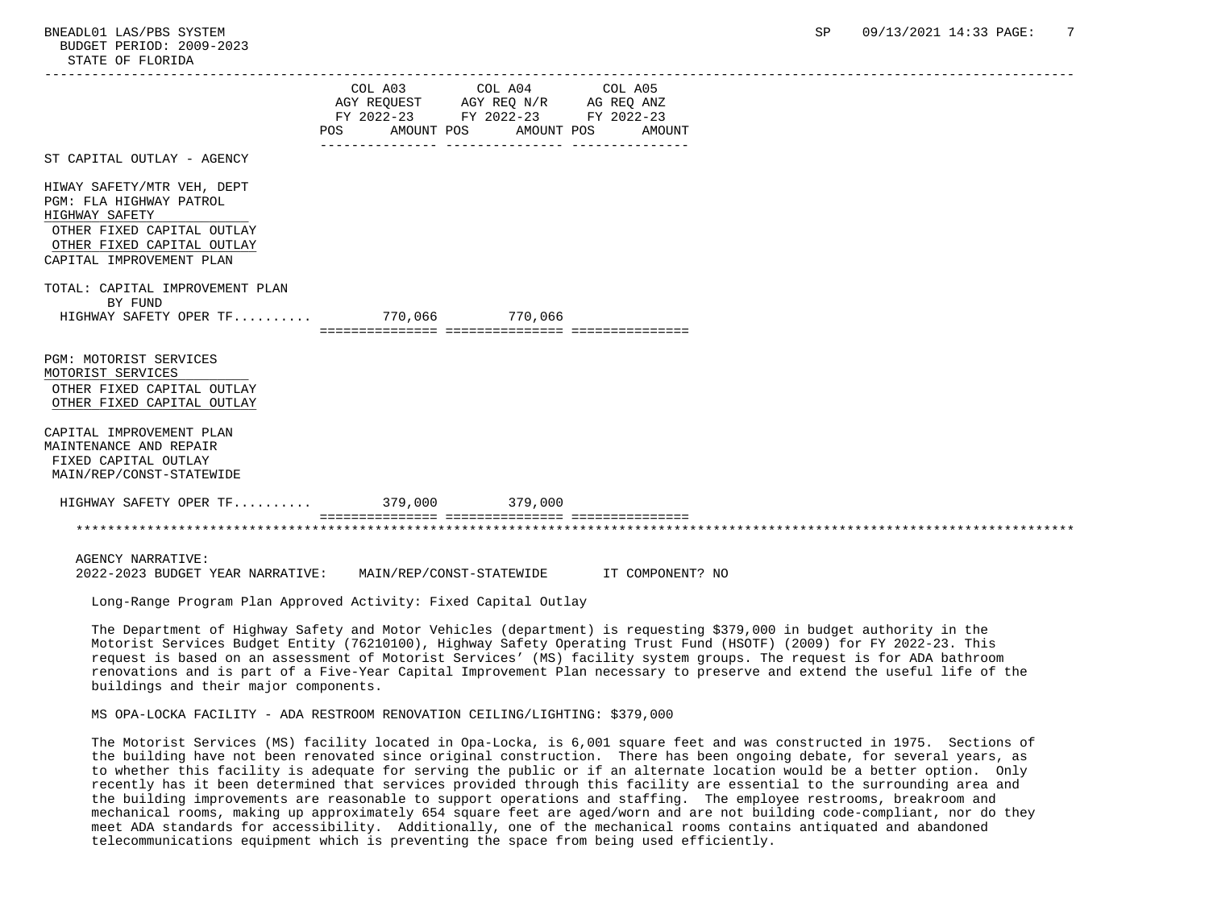| | COL A03 AGY REQUEST FY 2022-23 POS AMOUNT | COL A04 AGY REQ N/R FY 2022-23 POS AMOUNT | COL A05 AG REQ ANZ FY 2022-23 POS AMOUNT |
|---|---|---|---|
| ST CAPITAL OUTLAY - AGENCY | | | |
| HIWAY SAFETY/MTR VEH, DEPT | | | |
| PGM: FLA HIGHWAY PATROL | | | |
| HIGHWAY SAFETY | | | |
| OTHER FIXED CAPITAL OUTLAY | | | |
| OTHER FIXED CAPITAL OUTLAY | | | |
| CAPITAL IMPROVEMENT PLAN | | | |
| TOTAL: CAPITAL IMPROVEMENT PLAN | | | |
| BY FUND | | | |
| HIGHWAY SAFETY OPER TF.......... | 770,066 | 770,066 | |
| PGM: MOTORIST SERVICES | | | |
| MOTORIST SERVICES | | | |
| OTHER FIXED CAPITAL OUTLAY | | | |
| OTHER FIXED CAPITAL OUTLAY | | | |
| CAPITAL IMPROVEMENT PLAN | | | |
| MAINTENANCE AND REPAIR | | | |
| FIXED CAPITAL OUTLAY | | | |
| MAIN/REP/CONST-STATEWIDE | | | |
| HIGHWAY SAFETY OPER TF.......... | 379,000 | 379,000 | |

AGENCY NARRATIVE:
2022-2023 BUDGET YEAR NARRATIVE: MAIN/REP/CONST-STATEWIDE IT COMPONENT? NO

Long-Range Program Plan Approved Activity: Fixed Capital Outlay

The Department of Highway Safety and Motor Vehicles (department) is requesting $379,000 in budget authority in the Motorist Services Budget Entity (76210100), Highway Safety Operating Trust Fund (HSOTF) (2009) for FY 2022-23. This request is based on an assessment of Motorist Services' (MS) facility system groups. The request is for ADA bathroom renovations and is part of a Five-Year Capital Improvement Plan necessary to preserve and extend the useful life of the buildings and their major components.

MS OPA-LOCKA FACILITY - ADA RESTROOM RENOVATION CEILING/LIGHTING: $379,000

The Motorist Services (MS) facility located in Opa-Locka, is 6,001 square feet and was constructed in 1975. Sections of the building have not been renovated since original construction. There has been ongoing debate, for several years, as to whether this facility is adequate for serving the public or if an alternate location would be a better option. Only recently has it been determined that services provided through this facility are essential to the surrounding area and the building improvements are reasonable to support operations and staffing. The employee restrooms, breakroom and mechanical rooms, making up approximately 654 square feet are aged/worn and are not building code-compliant, nor do they meet ADA standards for accessibility. Additionally, one of the mechanical rooms contains antiquated and abandoned telecommunications equipment which is preventing the space from being used efficiently.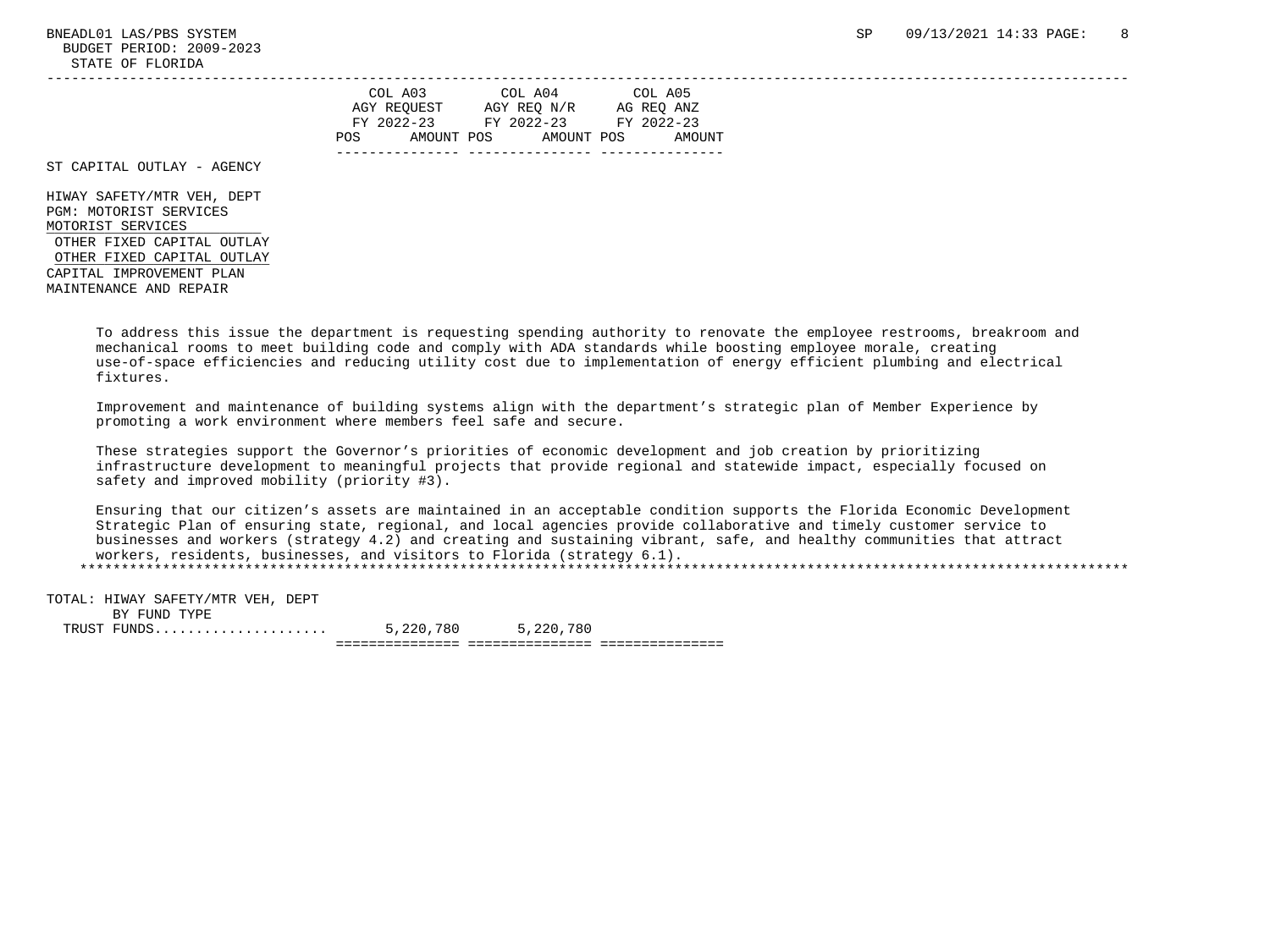| | COL A03 AGY REQUEST FY 2022-23 POS AMOUNT | COL A04 AGY REQ N/R FY 2022-23 POS AMOUNT | COL A05 AG REQ ANZ FY 2022-23 POS AMOUNT |
|---|---|---|---|

ST CAPITAL OUTLAY - AGENCY

HIWAY SAFETY/MTR VEH, DEPT
PGM: MOTORIST SERVICES
MOTORIST SERVICES
OTHER FIXED CAPITAL OUTLAY
OTHER FIXED CAPITAL OUTLAY
CAPITAL IMPROVEMENT PLAN
MAINTENANCE AND REPAIR

To address this issue the department is requesting spending authority to renovate the employee restrooms, breakroom and mechanical rooms to meet building code and comply with ADA standards while boosting employee morale, creating use-of-space efficiencies and reducing utility cost due to implementation of energy efficient plumbing and electrical fixtures.

Improvement and maintenance of building systems align with the department's strategic plan of Member Experience by promoting a work environment where members feel safe and secure.

These strategies support the Governor's priorities of economic development and job creation by prioritizing infrastructure development to meaningful projects that provide regional and statewide impact, especially focused on safety and improved mobility (priority #3).

Ensuring that our citizen's assets are maintained in an acceptable condition supports the Florida Economic Development Strategic Plan of ensuring state, regional, and local agencies provide collaborative and timely customer service to businesses and workers (strategy 4.2) and creating and sustaining vibrant, safe, and healthy communities that attract workers, residents, businesses, and visitors to Florida (strategy 6.1).

*******************************************************************************************************************************

| TOTAL: HIWAY SAFETY/MTR VEH, DEPT BY FUND TYPE | COL A03 | COL A04 | COL A05 |
|---|---|---|---|
| TRUST FUNDS..................... | 5,220,780 | 5,220,780 | |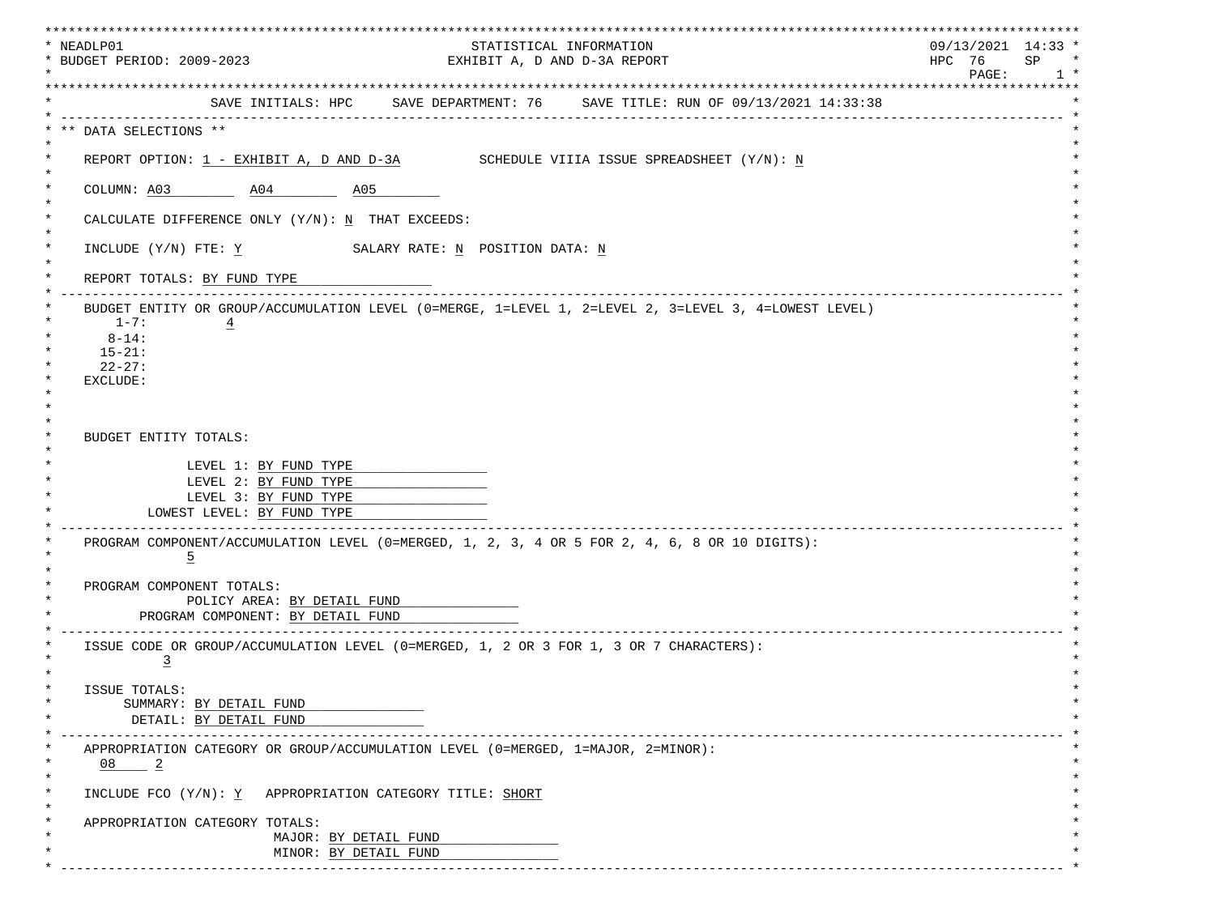```
NEADLP01                                    STATISTICAL INFORMATION                              09/13/2021  14:33
BUDGET PERIOD: 2009-2023                    EXHIBIT A, D AND D-3A REPORT                         HPC  76    SP
                                                                                                  PAGE:      1

                SAVE INITIALS: HPC     SAVE DEPARTMENT: 76     SAVE TITLE: RUN OF 09/13/2021 14:33:38

** DATA SELECTIONS **

   REPORT OPTION: 1 - EXHIBIT A, D AND D-3A          SCHEDULE VIIIA ISSUE SPREADSHEET (Y/N): N

   COLUMN: A03         A04         A05

   CALCULATE DIFFERENCE ONLY (Y/N): N  THAT EXCEEDS:

   INCLUDE (Y/N) FTE: Y             SALARY RATE: N  POSITION DATA: N

   REPORT TOTALS: BY FUND TYPE

   BUDGET ENTITY OR GROUP/ACCUMULATION LEVEL (0=MERGE, 1=LEVEL 1, 2=LEVEL 2, 3=LEVEL 3, 4=LOWEST LEVEL)
       1-7:          4
      8-14:
     15-21:
     22-27:
   EXCLUDE:

   BUDGET ENTITY TOTALS:

                LEVEL 1: BY FUND TYPE
                LEVEL 2: BY FUND TYPE
                LEVEL 3: BY FUND TYPE
           LOWEST LEVEL: BY FUND TYPE

   PROGRAM COMPONENT/ACCUMULATION LEVEL (0=MERGED, 1, 2, 3, 4 OR 5 FOR 2, 4, 6, 8 OR 10 DIGITS):
                5

   PROGRAM COMPONENT TOTALS:
                POLICY AREA: BY DETAIL FUND
          PROGRAM COMPONENT: BY DETAIL FUND

   ISSUE CODE OR GROUP/ACCUMULATION LEVEL (0=MERGED, 1, 2 OR 3 FOR 1, 3 OR 7 CHARACTERS):
            3

   ISSUE TOTALS:
        SUMMARY: BY DETAIL FUND
         DETAIL: BY DETAIL FUND

   APPROPRIATION CATEGORY OR GROUP/ACCUMULATION LEVEL (0=MERGED, 1=MAJOR, 2=MINOR):
     08    2

   INCLUDE FCO (Y/N): Y   APPROPRIATION CATEGORY TITLE: SHORT

   APPROPRIATION CATEGORY TOTALS:
                          MAJOR: BY DETAIL FUND
                          MINOR: BY DETAIL FUND
```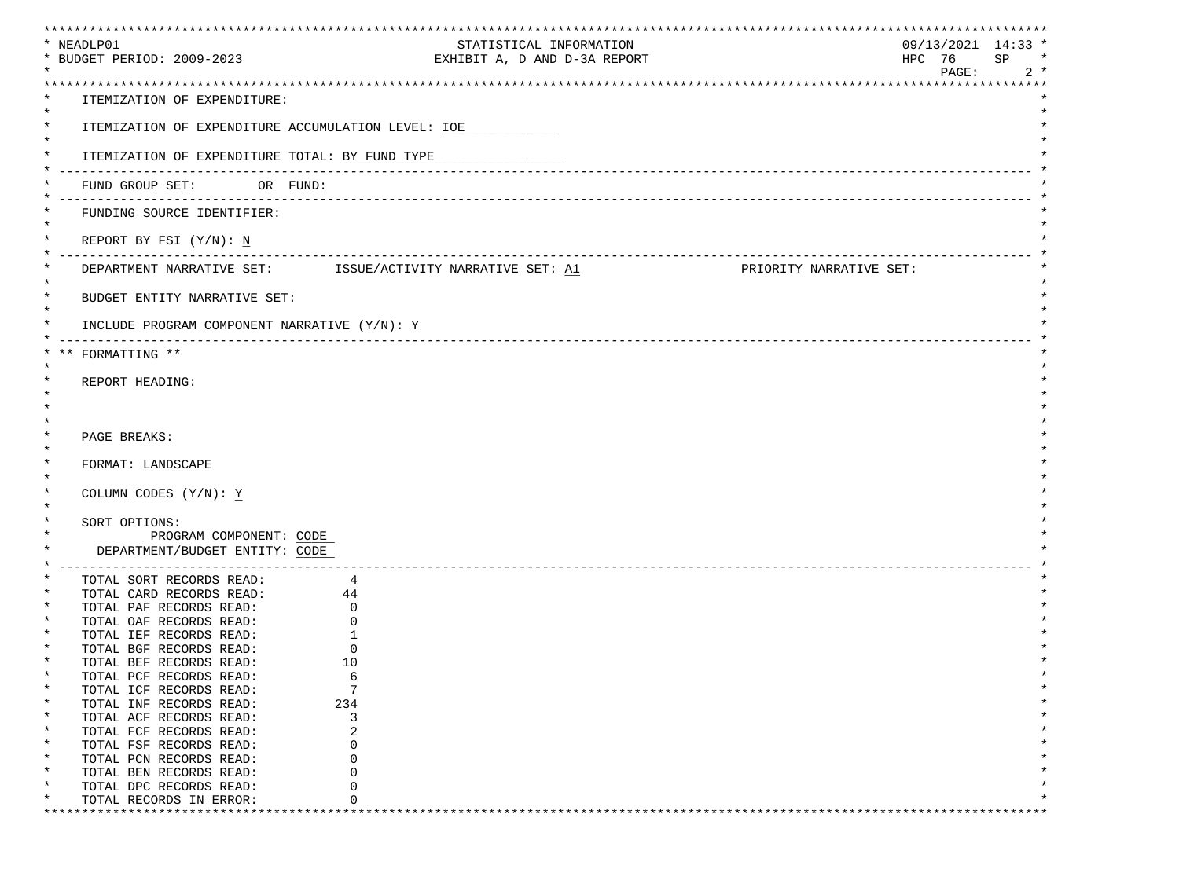NEADLP01 STATISTICAL INFORMATION 09/13/2021 14:33
BUDGET PERIOD: 2009-2023 EXHIBIT A, D AND D-3A REPORT HPC 76 SP

ITEMIZATION OF EXPENDITURE:

ITEMIZATION OF EXPENDITURE ACCUMULATION LEVEL: IOE

ITEMIZATION OF EXPENDITURE TOTAL: BY FUND TYPE

---

FUND GROUP SET: OR FUND:

---

FUNDING SOURCE IDENTIFIER:

REPORT BY FSI (Y/N): N

---

DEPARTMENT NARRATIVE SET: ISSUE/ACTIVITY NARRATIVE SET: A1 PRIORITY NARRATIVE SET:

BUDGET ENTITY NARRATIVE SET:

INCLUDE PROGRAM COMPONENT NARRATIVE (Y/N): Y

---

** FORMATTING **

REPORT HEADING:

PAGE BREAKS:

FORMAT: LANDSCAPE

COLUMN CODES (Y/N): Y

SORT OPTIONS:
PROGRAM COMPONENT: CODE
DEPARTMENT/BUDGET ENTITY: CODE

---

| | |
|---|---|
| TOTAL SORT RECORDS READ: | 4 |
| TOTAL CARD RECORDS READ: | 44 |
| TOTAL PAF RECORDS READ: | 0 |
| TOTAL OAF RECORDS READ: | 0 |
| TOTAL IEF RECORDS READ: | 1 |
| TOTAL BGF RECORDS READ: | 0 |
| TOTAL BEF RECORDS READ: | 10 |
| TOTAL PCF RECORDS READ: | 6 |
| TOTAL ICF RECORDS READ: | 7 |
| TOTAL INF RECORDS READ: | 234 |
| TOTAL ACF RECORDS READ: | 3 |
| TOTAL FCF RECORDS READ: | 2 |
| TOTAL FSF RECORDS READ: | 0 |
| TOTAL PCN RECORDS READ: | 0 |
| TOTAL BEN RECORDS READ: | 0 |
| TOTAL DPC RECORDS READ: | 0 |
| TOTAL RECORDS IN ERROR: | 0 |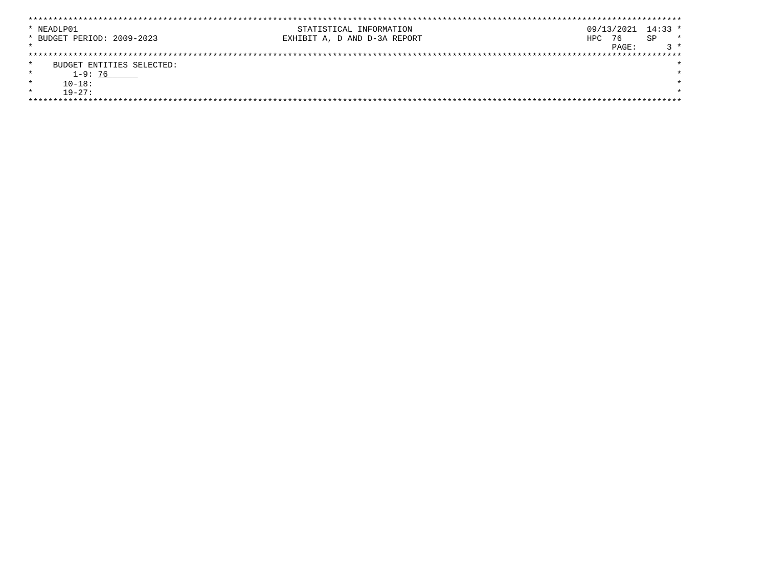```
************************************************************************************************************************************
* NEADLP01                                          STATISTICAL INFORMATION                                       09/13/2021  14:33 *
* BUDGET PERIOD: 2009-2023                        EXHIBIT A, D AND D-3A REPORT                                     HPC  76     SP    *
*                                                                                                                      PAGE:      3 *
************************************************************************************************************************************
*    BUDGET ENTITIES SELECTED:                                                                                                      *
*       1-9: 76______                                                                                                               *
*      10-18:                                                                                                                       *
*      19-27:                                                                                                                       *
************************************************************************************************************************************
```